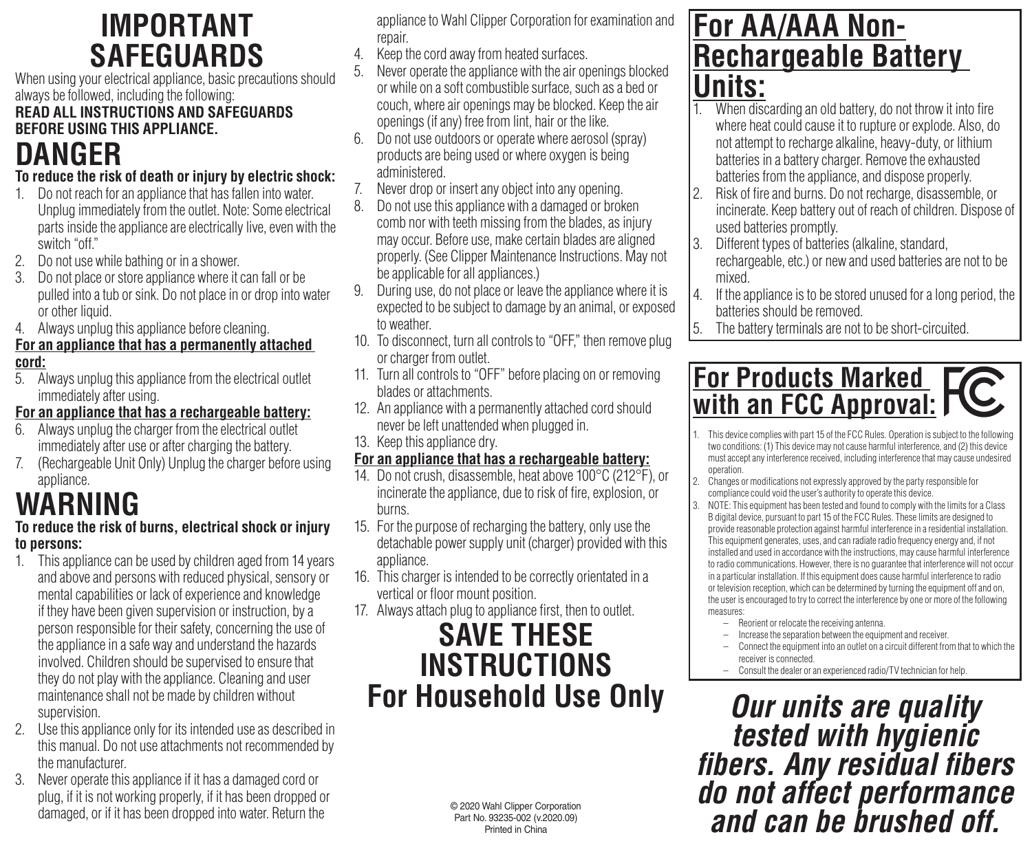# IMPORTANT SAFEGUARDS

When using your electrical appliance, basic precautions should always be followed, including the following:

**READ ALL INSTRUCTIONS AND SAFEGUARDS BEFORE USING THIS APPLIANCE.**

# DANGER

**To reduce the risk of death or injury by electric shock:**

1. Do not reach for an appliance that has fallen into water. Unplug immediately from the outlet. Note: Some electrical parts inside the appliance are electrically live, even with the switch "off."
2. Do not use while bathing or in a shower.
3. Do not place or store appliance where it can fall or be pulled into a tub or sink. Do not place in or drop into water or other liquid.
4. Always unplug this appliance before cleaning.

**For an appliance that has a permanently attached cord:**

5. Always unplug this appliance from the electrical outlet immediately after using.

**For an appliance that has a rechargeable battery:**

6. Always unplug the charger from the electrical outlet immediately after use or after charging the battery.
7. (Rechargeable Unit Only) Unplug the charger before using appliance.

# WARNING

**To reduce the risk of burns, electrical shock or injury to persons:**

1. This appliance can be used by children aged from 14 years and above and persons with reduced physical, sensory or mental capabilities or lack of experience and knowledge if they have been given supervision or instruction, by a person responsible for their safety, concerning the use of the appliance in a safe way and understand the hazards involved. Children should be supervised to ensure that they do not play with the appliance. Cleaning and user maintenance shall not be made by children without supervision.
2. Use this appliance only for its intended use as described in this manual. Do not use attachments not recommended by the manufacturer.
3. Never operate this appliance if it has a damaged cord or plug, if it is not working properly, if it has been dropped or damaged, or if it has been dropped into water. Return the appliance to Wahl Clipper Corporation for examination and repair.
4. Keep the cord away from heated surfaces.
5. Never operate the appliance with the air openings blocked or while on a soft combustible surface, such as a bed or couch, where air openings may be blocked. Keep the air openings (if any) free from lint, hair or the like.
6. Do not use outdoors or operate where aerosol (spray) products are being used or where oxygen is being administered.
7. Never drop or insert any object into any opening.
8. Do not use this appliance with a damaged or broken comb nor with teeth missing from the blades, as injury may occur. Before use, make certain blades are aligned properly. (See Clipper Maintenance Instructions. May not be applicable for all appliances.)
9. During use, do not place or leave the appliance where it is expected to be subject to damage by an animal, or exposed to weather.
10. To disconnect, turn all controls to "OFF," then remove plug or charger from outlet.
11. Turn all controls to "OFF" before placing on or removing blades or attachments.
12. An appliance with a permanently attached cord should never be left unattended when plugged in.
13. Keep this appliance dry.

**For an appliance that has a rechargeable battery:**

14. Do not crush, disassemble, heat above 100°C (212°F), or incinerate the appliance, due to risk of fire, explosion, or burns.
15. For the purpose of recharging the battery, only use the detachable power supply unit (charger) provided with this appliance.
16. This charger is intended to be correctly orientated in a vertical or floor mount position.
17. Always attach plug to appliance first, then to outlet.

# SAVE THESE INSTRUCTIONS

## For Household Use Only

© 2020 Wahl Clipper Corporation
Part No. 93235-002 (v.2020.09)
Printed in China

## For AA/AAA Non-Rechargeable Battery Units:

1. When discarding an old battery, do not throw it into fire where heat could cause it to rupture or explode. Also, do not attempt to recharge alkaline, heavy-duty, or lithium batteries in a battery charger. Remove the exhausted batteries from the appliance, and dispose properly.
2. Risk of fire and burns. Do not recharge, disassemble, or incinerate. Keep battery out of reach of children. Dispose of used batteries promptly.
3. Different types of batteries (alkaline, standard, rechargeable, etc.) or new and used batteries are not to be mixed.
4. If the appliance is to be stored unused for a long period, the batteries should be removed.
5. The battery terminals are not to be short-circuited.

## For Products Marked with an FCC Approval:

1. This device complies with part 15 of the FCC Rules. Operation is subject to the following two conditions: (1) This device may not cause harmful interference, and (2) this device must accept any interference received, including interference that may cause undesired operation.
2. Changes or modifications not expressly approved by the party responsible for compliance could void the user's authority to operate this device.
3. NOTE: This equipment has been tested and found to comply with the limits for a Class B digital device, pursuant to part 15 of the FCC Rules. These limits are designed to provide reasonable protection against harmful interference in a residential installation. This equipment generates, uses, and can radiate radio frequency energy and, if not installed and used in accordance with the instructions, may cause harmful interference to radio communications. However, there is no guarantee that interference will not occur in a particular installation. If this equipment does cause harmful interference to radio or television reception, which can be determined by turning the equipment off and on, the user is encouraged to try to correct the interference by one or more of the following measures:
   - Reorient or relocate the receiving antenna.
   - Increase the separation between the equipment and receiver.
   - Connect the equipment into an outlet on a circuit different from that to which the receiver is connected.
   - Consult the dealer or an experienced radio/TV technician for help.

***Our units are quality tested with hygienic fibers. Any residual fibers do not affect performance and can be brushed off.***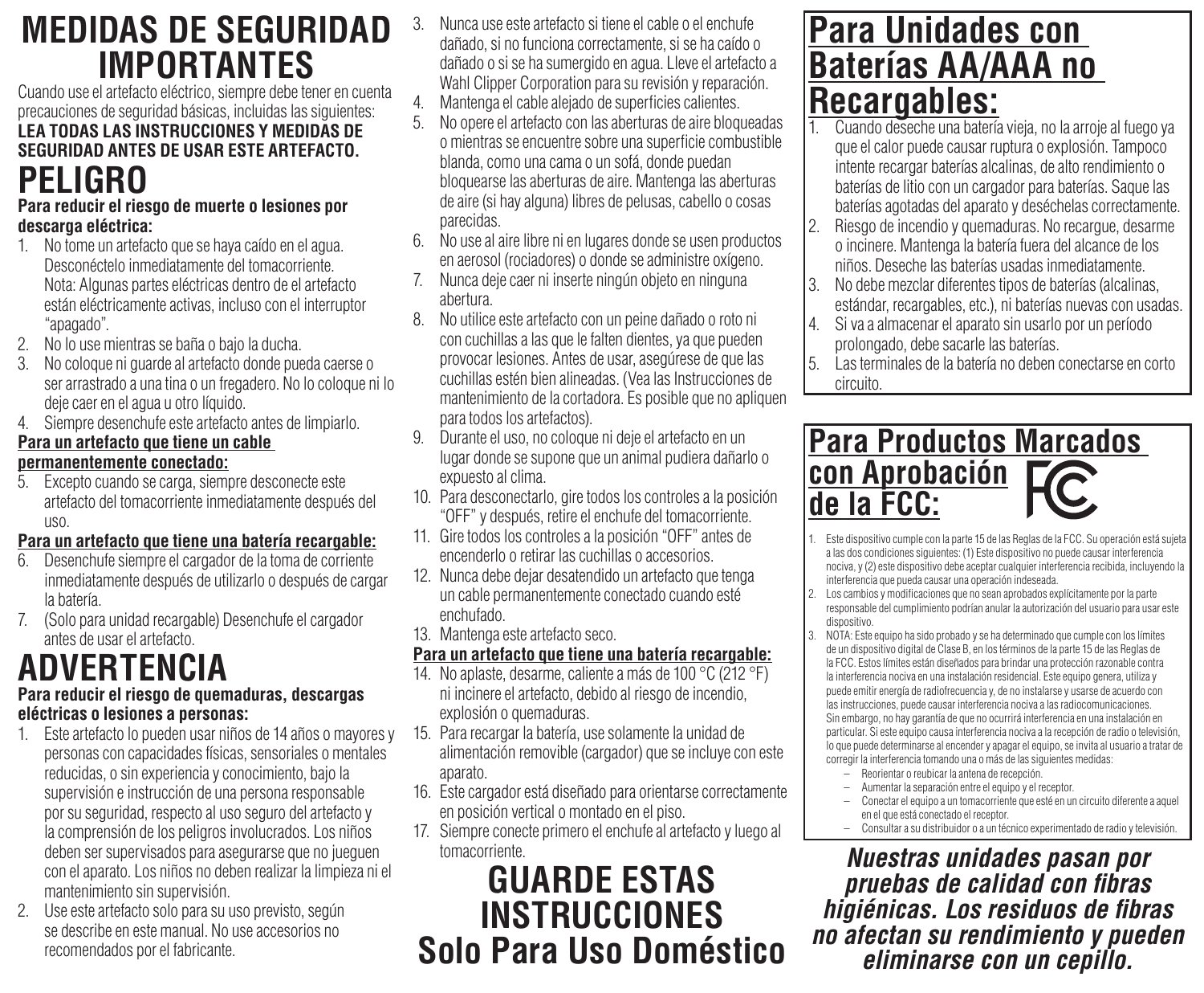# MEDIDAS DE SEGURIDAD IMPORTANTES

Cuando use el artefacto eléctrico, siempre debe tener en cuenta precauciones de seguridad básicas, incluidas las siguientes:
**LEA TODAS LAS INSTRUCCIONES Y MEDIDAS DE SEGURIDAD ANTES DE USAR ESTE ARTEFACTO.**

# PELIGRO

**Para reducir el riesgo de muerte o lesiones por descarga eléctrica:**

1. No tome un artefacto que se haya caído en el agua. Desconéctelo inmediatamente del tomacorriente.
   Nota: Algunas partes eléctricas dentro de el artefacto están eléctricamente activas, incluso con el interruptor "apagado".
2. No lo use mientras se baña o bajo la ducha.
3. No coloque ni guarde al artefacto donde pueda caerse o ser arrastrado a una tina o un fregadero. No lo coloque ni lo deje caer en el agua u otro líquido.
4. Siempre desenchufe este artefacto antes de limpiarlo.

**Para un artefacto que tiene un cable permanentemente conectado:**

5. Excepto cuando se carga, siempre desconecte este artefacto del tomacorriente inmediatamente después del uso.

**Para un artefacto que tiene una batería recargable:**

6. Desenchufe siempre el cargador de la toma de corriente inmediatamente después de utilizarlo o después de cargar la batería.
7. (Solo para unidad recargable) Desenchufe el cargador antes de usar el artefacto.

# ADVERTENCIA

**Para reducir el riesgo de quemaduras, descargas eléctricas o lesiones a personas:**

1. Este artefacto lo pueden usar niños de 14 años o mayores y personas con capacidades físicas, sensoriales o mentales reducidas, o sin experiencia y conocimiento, bajo la supervisión e instrucción de una persona responsable por su seguridad, respecto al uso seguro del artefacto y la comprensión de los peligros involucrados. Los niños deben ser supervisados para asegurarse que no jueguen con el aparato. Los niños no deben realizar la limpieza ni el mantenimiento sin supervisión.
2. Use este artefacto solo para su uso previsto, según se describe en este manual. No use accesorios no recomendados por el fabricante.
3. Nunca use este artefacto si tiene el cable o el enchufe dañado, si no funciona correctamente, si se ha caído o dañado o si se ha sumergido en agua. Lleve el artefacto a Wahl Clipper Corporation para su revisión y reparación.
4. Mantenga el cable alejado de superficies calientes.
5. No opere el artefacto con las aberturas de aire bloqueadas o mientras se encuentre sobre una superficie combustible blanda, como una cama o un sofá, donde puedan bloquearse las aberturas de aire. Mantenga las aberturas de aire (si hay alguna) libres de pelusas, cabello o cosas parecidas.
6. No use al aire libre ni en lugares donde se usen productos en aerosol (rociadores) o donde se administre oxígeno.
7. Nunca deje caer ni inserte ningún objeto en ninguna abertura.
8. No utilice este artefacto con un peine dañado o roto ni con cuchillas a las que le falten dientes, ya que pueden provocar lesiones. Antes de usar, asegúrese de que las cuchillas estén bien alineadas. (Vea las Instrucciones de mantenimiento de la cortadora. Es posible que no apliquen para todos los artefactos).
9. Durante el uso, no coloque ni deje el artefacto en un lugar donde se supone que un animal pudiera dañarlo o expuesto al clima.
10. Para desconectarlo, gire todos los controles a la posición "OFF" y después, retire el enchufe del tomacorriente.
11. Gire todos los controles a la posición "OFF" antes de encenderlo o retirar las cuchillas o accesorios.
12. Nunca debe dejar desatendido un artefacto que tenga un cable permanentemente conectado cuando esté enchufado.
13. Mantenga este artefacto seco.

**Para un artefacto que tiene una batería recargable:**

14. No aplaste, desarme, caliente a más de 100 °C (212 °F) ni incinere el artefacto, debido al riesgo de incendio, explosión o quemaduras.
15. Para recargar la batería, use solamente la unidad de alimentación removible (cargador) que se incluye con este aparato.
16. Este cargador está diseñado para orientarse correctamente en posición vertical o montado en el piso.
17. Siempre conecte primero el enchufe al artefacto y luego al tomacorriente.

# GUARDE ESTAS INSTRUCCIONES
## Solo Para Uso Doméstico

## Para Unidades con Baterías AA/AAA no Recargables:

1. Cuando deseche una batería vieja, no la arroje al fuego ya que el calor puede causar ruptura o explosión. Tampoco intente recargar baterías alcalinas, de alto rendimiento o baterías de litio con un cargador para baterías. Saque las baterías agotadas del aparato y deséchelas correctamente.
2. Riesgo de incendio y quemaduras. No recargue, desarme o incinere. Mantenga la batería fuera del alcance de los niños. Deseche las baterías usadas inmediatamente.
3. No debe mezclar diferentes tipos de baterías (alcalinas, estándar, recargables, etc.), ni baterías nuevas con usadas.
4. Si va a almacenar el aparato sin usarlo por un período prolongado, debe sacarle las baterías.
5. Las terminales de la batería no deben conectarse en corto circuito.

## Para Productos Marcados con Aprobación de la FCC:

1. Este dispositivo cumple con la parte 15 de las Reglas de la FCC. Su operación está sujeta a las dos condiciones siguientes: (1) Este dispositivo no puede causar interferencia nociva, y (2) este dispositivo debe aceptar cualquier interferencia recibida, incluyendo la interferencia que pueda causar una operación indeseada.
2. Los cambios y modificaciones que no sean aprobados explícitamente por la parte responsable del cumplimiento podrían anular la autorización del usuario para usar este dispositivo.
3. NOTA: Este equipo ha sido probado y se ha determinado que cumple con los límites de un dispositivo digital de Clase B, en los términos de la parte 15 de las Reglas de la FCC. Estos límites están diseñados para brindar una protección razonable contra la interferencia nociva en una instalación residencial. Este equipo genera, utiliza y puede emitir energía de radiofrecuencia y, de no instalarse y usarse de acuerdo con las instrucciones, puede causar interferencia nociva a las radiocomunicaciones. Sin embargo, no hay garantía de que no ocurrirá interferencia en una instalación en particular. Si este equipo causa interferencia nociva a la recepción de radio o televisión, lo que puede determinarse al encender y apagar el equipo, se invita al usuario a tratar de corregir la interferencia tomando una o más de las siguientes medidas:
   - Reorientar o reubicar la antena de recepción.
   - Aumentar la separación entre el equipo y el receptor.
   - Conectar el equipo a un tomacorriente que esté en un circuito diferente a aquel en el que está conectado el receptor.
   - Consultar a su distribuidor o a un técnico experimentado de radio y televisión.

***Nuestras unidades pasan por pruebas de calidad con fibras higiénicas. Los residuos de fibras no afectan su rendimiento y pueden eliminarse con un cepillo.***